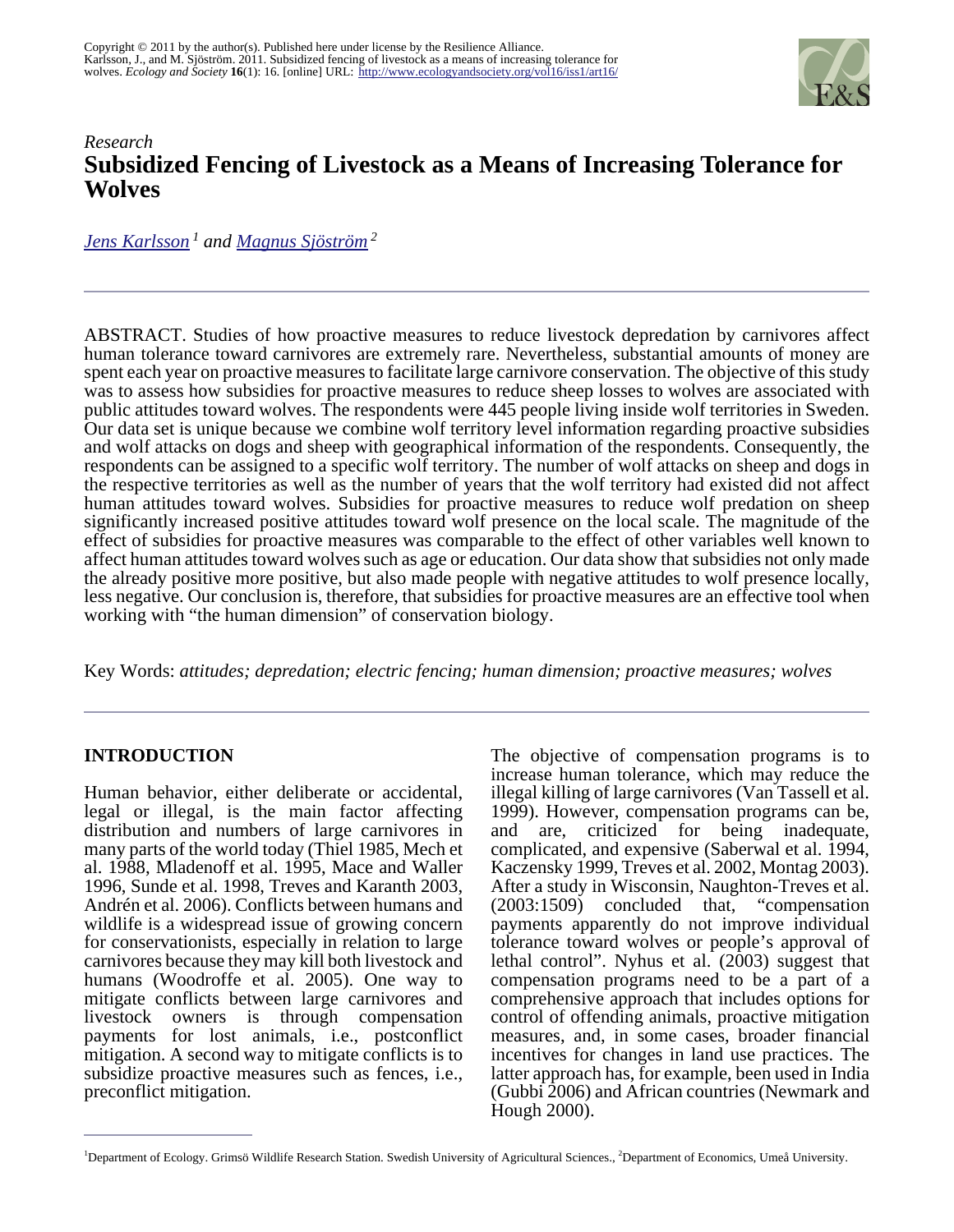Copyright © 2011 by the author(s). Published here under license by the Resilience Alliance.
Karlsson, J., and M. Sjöström. 2011. Subsidized fencing of livestock as a means of increasing tolerance for wolves. *Ecology and Society* **16**(1): 16. [online] URL: http://www.ecologyandsociety.org/vol16/iss1/art16/

*Research*

# Subsidized Fencing of Livestock as a Means of Increasing Tolerance for Wolves

*Jens Karlsson* [1] *and Magnus Sjöström* [2]

ABSTRACT. Studies of how proactive measures to reduce livestock depredation by carnivores affect human tolerance toward carnivores are extremely rare. Nevertheless, substantial amounts of money are spent each year on proactive measures to facilitate large carnivore conservation. The objective of this study was to assess how subsidies for proactive measures to reduce sheep losses to wolves are associated with public attitudes toward wolves. The respondents were 445 people living inside wolf territories in Sweden. Our data set is unique because we combine wolf territory level information regarding proactive subsidies and wolf attacks on dogs and sheep with geographical information of the respondents. Consequently, the respondents can be assigned to a specific wolf territory. The number of wolf attacks on sheep and dogs in the respective territories as well as the number of years that the wolf territory had existed did not affect human attitudes toward wolves. Subsidies for proactive measures to reduce wolf predation on sheep significantly increased positive attitudes toward wolf presence on the local scale. The magnitude of the effect of subsidies for proactive measures was comparable to the effect of other variables well known to affect human attitudes toward wolves such as age or education. Our data show that subsidies not only made the already positive more positive, but also made people with negative attitudes to wolf presence locally, less negative. Our conclusion is, therefore, that subsidies for proactive measures are an effective tool when working with "the human dimension" of conservation biology.

Key Words: *attitudes; depredation; electric fencing; human dimension; proactive measures; wolves*

## INTRODUCTION

Human behavior, either deliberate or accidental, legal or illegal, is the main factor affecting distribution and numbers of large carnivores in many parts of the world today (Thiel 1985, Mech et al. 1988, Mladenoff et al. 1995, Mace and Waller 1996, Sunde et al. 1998, Treves and Karanth 2003, Andrén et al. 2006). Conflicts between humans and wildlife is a widespread issue of growing concern for conservationists, especially in relation to large carnivores because they may kill both livestock and humans (Woodroffe et al. 2005). One way to mitigate conflicts between large carnivores and livestock owners is through compensation payments for lost animals, i.e., postconflict mitigation. A second way to mitigate conflicts is to subsidize proactive measures such as fences, i.e., preconflict mitigation.

The objective of compensation programs is to increase human tolerance, which may reduce the illegal killing of large carnivores (Van Tassell et al. 1999). However, compensation programs can be, and are, criticized for being inadequate, complicated, and expensive (Saberwal et al. 1994, Kaczensky 1999, Treves et al. 2002, Montag 2003). After a study in Wisconsin, Naughton-Treves et al. (2003:1509) concluded that, "compensation payments apparently do not improve individual tolerance toward wolves or people's approval of lethal control". Nyhus et al. (2003) suggest that compensation programs need to be a part of a comprehensive approach that includes options for control of offending animals, proactive mitigation measures, and, in some cases, broader financial incentives for changes in land use practices. The latter approach has, for example, been used in India (Gubbi 2006) and African countries (Newmark and Hough 2000).

[1]Department of Ecology. Grimsö Wildlife Research Station. Swedish University of Agricultural Sciences., [2]Department of Economics, Umeå University.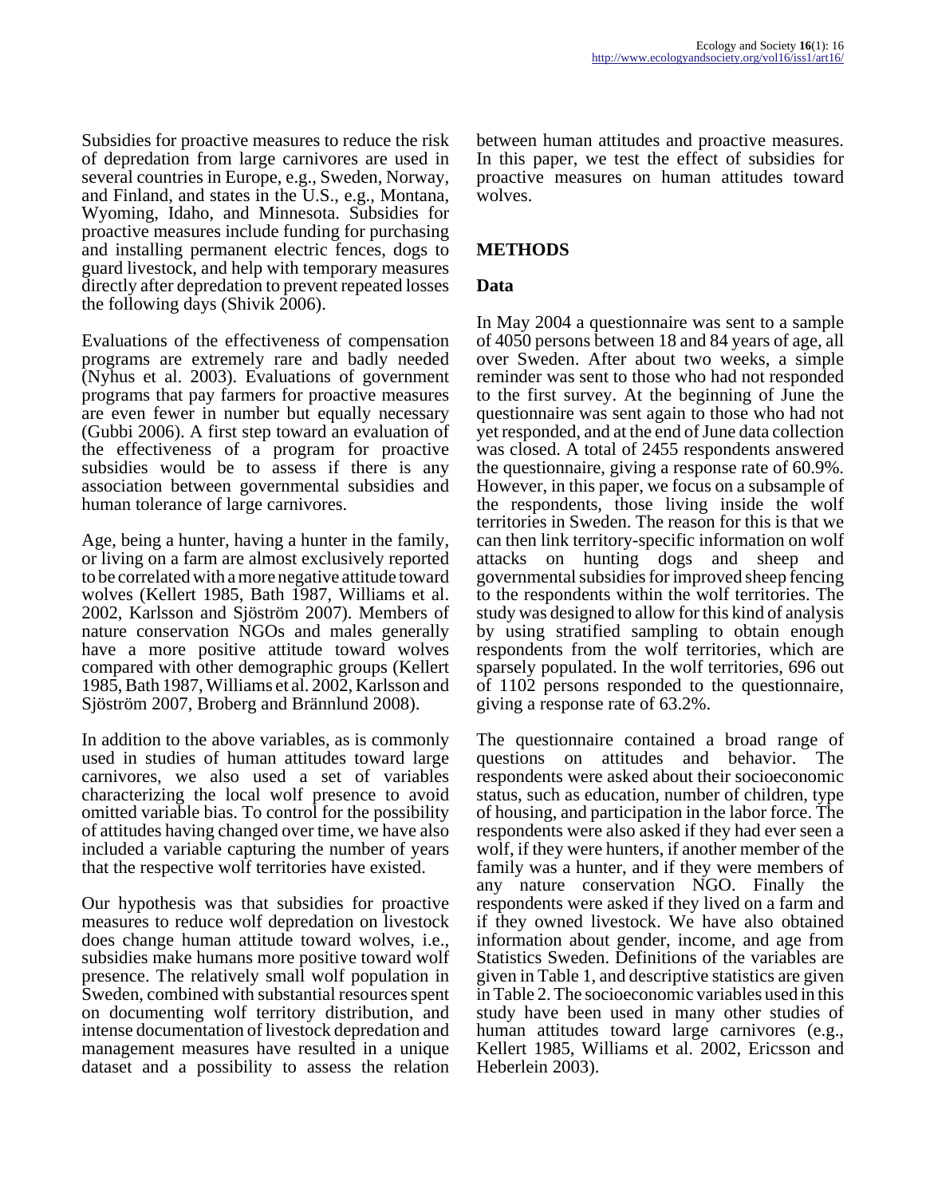Subsidies for proactive measures to reduce the risk of depredation from large carnivores are used in several countries in Europe, e.g., Sweden, Norway, and Finland, and states in the U.S., e.g., Montana, Wyoming, Idaho, and Minnesota. Subsidies for proactive measures include funding for purchasing and installing permanent electric fences, dogs to guard livestock, and help with temporary measures directly after depredation to prevent repeated losses the following days (Shivik 2006).

Evaluations of the effectiveness of compensation programs are extremely rare and badly needed (Nyhus et al. 2003). Evaluations of government programs that pay farmers for proactive measures are even fewer in number but equally necessary (Gubbi 2006). A first step toward an evaluation of the effectiveness of a program for proactive subsidies would be to assess if there is any association between governmental subsidies and human tolerance of large carnivores.

Age, being a hunter, having a hunter in the family, or living on a farm are almost exclusively reported to be correlated with a more negative attitude toward wolves (Kellert 1985, Bath 1987, Williams et al. 2002, Karlsson and Sjöström 2007). Members of nature conservation NGOs and males generally have a more positive attitude toward wolves compared with other demographic groups (Kellert 1985, Bath 1987, Williams et al. 2002, Karlsson and Sjöström 2007, Broberg and Brännlund 2008).

In addition to the above variables, as is commonly used in studies of human attitudes toward large carnivores, we also used a set of variables characterizing the local wolf presence to avoid omitted variable bias. To control for the possibility of attitudes having changed over time, we have also included a variable capturing the number of years that the respective wolf territories have existed.

Our hypothesis was that subsidies for proactive measures to reduce wolf depredation on livestock does change human attitude toward wolves, i.e., subsidies make humans more positive toward wolf presence. The relatively small wolf population in Sweden, combined with substantial resources spent on documenting wolf territory distribution, and intense documentation of livestock depredation and management measures have resulted in a unique dataset and a possibility to assess the relation between human attitudes and proactive measures. In this paper, we test the effect of subsidies for proactive measures on human attitudes toward wolves.

## METHODS

### Data

In May 2004 a questionnaire was sent to a sample of 4050 persons between 18 and 84 years of age, all over Sweden. After about two weeks, a simple reminder was sent to those who had not responded to the first survey. At the beginning of June the questionnaire was sent again to those who had not yet responded, and at the end of June data collection was closed. A total of 2455 respondents answered the questionnaire, giving a response rate of 60.9%. However, in this paper, we focus on a subsample of the respondents, those living inside the wolf territories in Sweden. The reason for this is that we can then link territory-specific information on wolf attacks on hunting dogs and sheep and governmental subsidies for improved sheep fencing to the respondents within the wolf territories. The study was designed to allow for this kind of analysis by using stratified sampling to obtain enough respondents from the wolf territories, which are sparsely populated. In the wolf territories, 696 out of 1102 persons responded to the questionnaire, giving a response rate of 63.2%.

The questionnaire contained a broad range of questions on attitudes and behavior. The respondents were asked about their socioeconomic status, such as education, number of children, type of housing, and participation in the labor force. The respondents were also asked if they had ever seen a wolf, if they were hunters, if another member of the family was a hunter, and if they were members of any nature conservation NGO. Finally the respondents were asked if they lived on a farm and if they owned livestock. We have also obtained information about gender, income, and age from Statistics Sweden. Definitions of the variables are given in Table 1, and descriptive statistics are given in Table 2. The socioeconomic variables used in this study have been used in many other studies of human attitudes toward large carnivores (e.g., Kellert 1985, Williams et al. 2002, Ericsson and Heberlein 2003).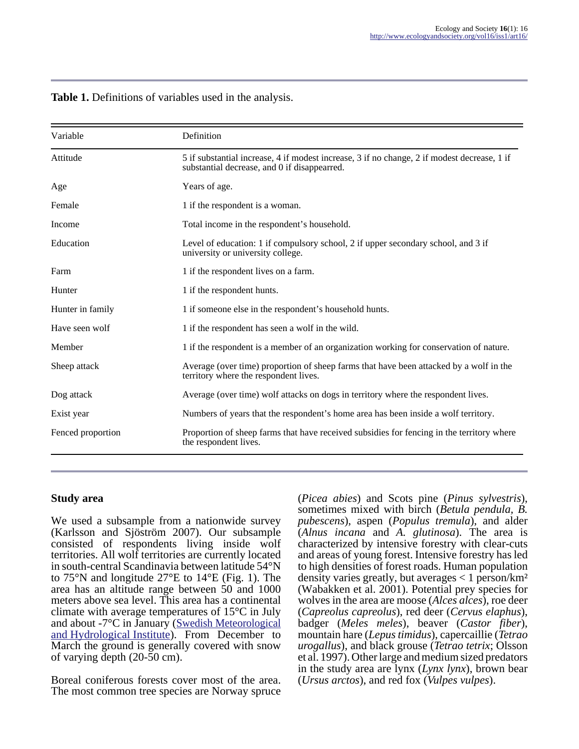**Table 1.** Definitions of variables used in the analysis.

| Variable | Definition |
|---|---|
| Attitude | 5 if substantial increase, 4 if modest increase, 3 if no change, 2 if modest decrease, 1 if substantial decrease, and 0 if disappearred. |
| Age | Years of age. |
| Female | 1 if the respondent is a woman. |
| Income | Total income in the respondent's household. |
| Education | Level of education: 1 if compulsory school, 2 if upper secondary school, and 3 if university or university college. |
| Farm | 1 if the respondent lives on a farm. |
| Hunter | 1 if the respondent hunts. |
| Hunter in family | 1 if someone else in the respondent's household hunts. |
| Have seen wolf | 1 if the respondent has seen a wolf in the wild. |
| Member | 1 if the respondent is a member of an organization working for conservation of nature. |
| Sheep attack | Average (over time) proportion of sheep farms that have been attacked by a wolf in the territory where the respondent lives. |
| Dog attack | Average (over time) wolf attacks on dogs in territory where the respondent lives. |
| Exist year | Numbers of years that the respondent's home area has been inside a wolf territory. |
| Fenced proportion | Proportion of sheep farms that have received subsidies for fencing in the territory where the respondent lives. |

## Study area

We used a subsample from a nationwide survey (Karlsson and Sjöström 2007). Our subsample consisted of respondents living inside wolf territories. All wolf territories are currently located in south-central Scandinavia between latitude 54°N to 75°N and longitude 27°E to 14°E (Fig. 1). The area has an altitude range between 50 and 1000 meters above sea level. This area has a continental climate with average temperatures of 15°C in July and about -7°C in January (Swedish Meteorological and Hydrological Institute). From December to March the ground is generally covered with snow of varying depth (20-50 cm).

Boreal coniferous forests cover most of the area. The most common tree species are Norway spruce (*Picea abies*) and Scots pine (*Pinus sylvestris*), sometimes mixed with birch (*Betula pendula, B. pubescens*), aspen (*Populus tremula*), and alder (*Alnus incana* and *A. glutinosa*). The area is characterized by intensive forestry with clear-cuts and areas of young forest. Intensive forestry has led to high densities of forest roads. Human population density varies greatly, but averages < 1 person/km² (Wabakken et al. 2001). Potential prey species for wolves in the area are moose (*Alces alces*), roe deer (*Capreolus capreolus*), red deer (*Cervus elaphus*), badger (*Meles meles*), beaver (*Castor fiber*), mountain hare (*Lepus timidus*), capercaillie (*Tetrao urogallus*), and black grouse (*Tetrao tetrix*; Olsson et al. 1997). Other large and medium sized predators in the study area are lynx (*Lynx lynx*), brown bear (*Ursus arctos*), and red fox (*Vulpes vulpes*).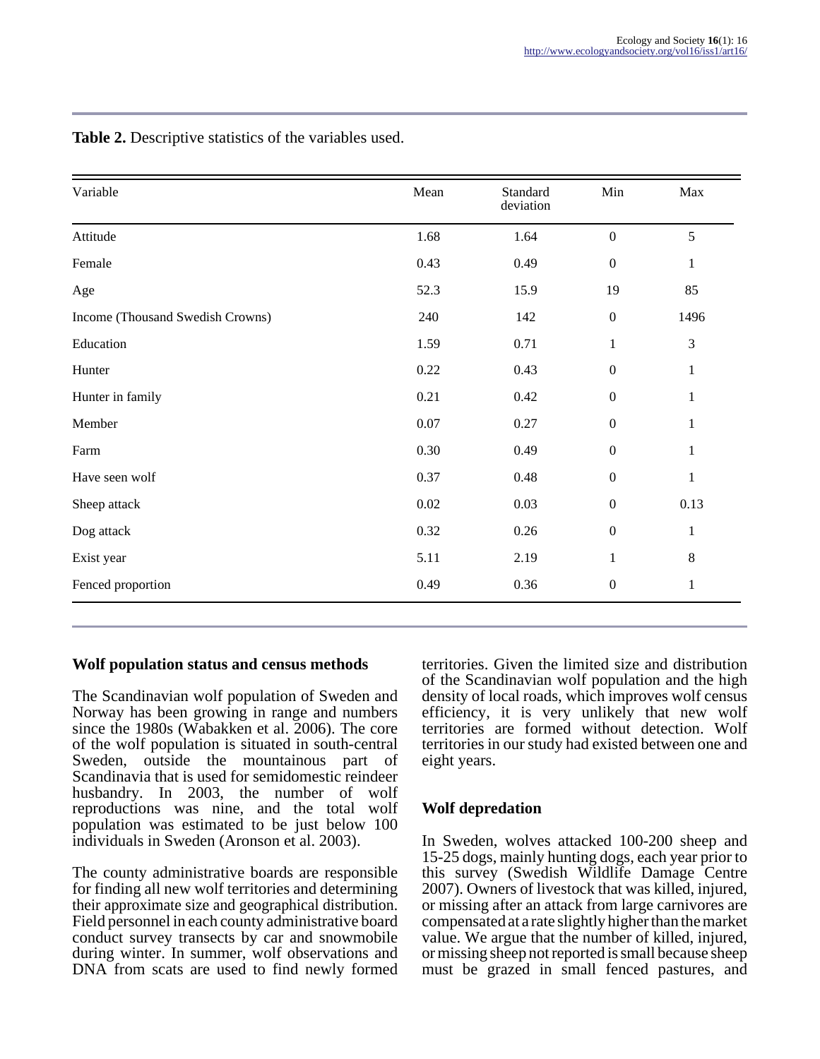**Table 2.** Descriptive statistics of the variables used.

| Variable | Mean | Standard deviation | Min | Max |
|---|---|---|---|---|
| Attitude | 1.68 | 1.64 | 0 | 5 |
| Female | 0.43 | 0.49 | 0 | 1 |
| Age | 52.3 | 15.9 | 19 | 85 |
| Income (Thousand Swedish Crowns) | 240 | 142 | 0 | 1496 |
| Education | 1.59 | 0.71 | 1 | 3 |
| Hunter | 0.22 | 0.43 | 0 | 1 |
| Hunter in family | 0.21 | 0.42 | 0 | 1 |
| Member | 0.07 | 0.27 | 0 | 1 |
| Farm | 0.30 | 0.49 | 0 | 1 |
| Have seen wolf | 0.37 | 0.48 | 0 | 1 |
| Sheep attack | 0.02 | 0.03 | 0 | 0.13 |
| Dog attack | 0.32 | 0.26 | 0 | 1 |
| Exist year | 5.11 | 2.19 | 1 | 8 |
| Fenced proportion | 0.49 | 0.36 | 0 | 1 |

## Wolf population status and census methods

The Scandinavian wolf population of Sweden and Norway has been growing in range and numbers since the 1980s (Wabakken et al. 2006). The core of the wolf population is situated in south-central Sweden, outside the mountainous part of Scandinavia that is used for semidomestic reindeer husbandry. In 2003, the number of wolf reproductions was nine, and the total wolf population was estimated to be just below 100 individuals in Sweden (Aronson et al. 2003).

The county administrative boards are responsible for finding all new wolf territories and determining their approximate size and geographical distribution. Field personnel in each county administrative board conduct survey transects by car and snowmobile during winter. In summer, wolf observations and DNA from scats are used to find newly formed territories. Given the limited size and distribution of the Scandinavian wolf population and the high density of local roads, which improves wolf census efficiency, it is very unlikely that new wolf territories are formed without detection. Wolf territories in our study had existed between one and eight years.

## Wolf depredation

In Sweden, wolves attacked 100-200 sheep and 15-25 dogs, mainly hunting dogs, each year prior to this survey (Swedish Wildlife Damage Centre 2007). Owners of livestock that was killed, injured, or missing after an attack from large carnivores are compensated at a rate slightly higher than the market value. We argue that the number of killed, injured, or missing sheep not reported is small because sheep must be grazed in small fenced pastures, and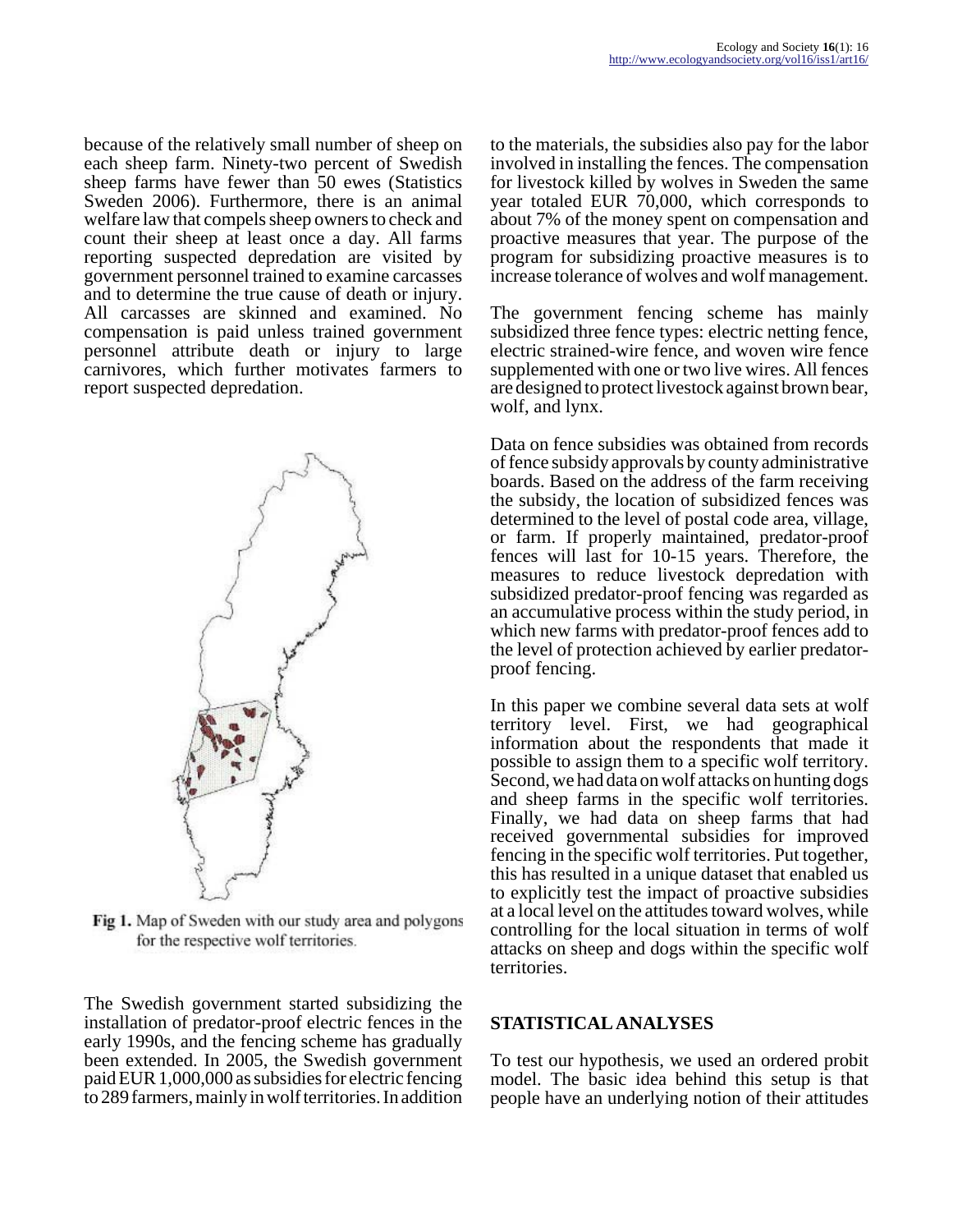because of the relatively small number of sheep on each sheep farm. Ninety-two percent of Swedish sheep farms have fewer than 50 ewes (Statistics Sweden 2006). Furthermore, there is an animal welfare law that compels sheep owners to check and count their sheep at least once a day. All farms reporting suspected depredation are visited by government personnel trained to examine carcasses and to determine the true cause of death or injury. All carcasses are skinned and examined. No compensation is paid unless trained government personnel attribute death or injury to large carnivores, which further motivates farmers to report suspected depredation.

**Fig 1.** Map of Sweden with our study area and polygons for the respective wolf territories.

The Swedish government started subsidizing the installation of predator-proof electric fences in the early 1990s, and the fencing scheme has gradually been extended. In 2005, the Swedish government paid EUR 1,000,000 as subsidies for electric fencing to 289 farmers, mainly in wolf territories. In addition to the materials, the subsidies also pay for the labor involved in installing the fences. The compensation for livestock killed by wolves in Sweden the same year totaled EUR 70,000, which corresponds to about 7% of the money spent on compensation and proactive measures that year. The purpose of the program for subsidizing proactive measures is to increase tolerance of wolves and wolf management.

The government fencing scheme has mainly subsidized three fence types: electric netting fence, electric strained-wire fence, and woven wire fence supplemented with one or two live wires. All fences are designed to protect livestock against brown bear, wolf, and lynx.

Data on fence subsidies was obtained from records of fence subsidy approvals by county administrative boards. Based on the address of the farm receiving the subsidy, the location of subsidized fences was determined to the level of postal code area, village, or farm. If properly maintained, predator-proof fences will last for 10-15 years. Therefore, the measures to reduce livestock depredation with subsidized predator-proof fencing was regarded as an accumulative process within the study period, in which new farms with predator-proof fences add to the level of protection achieved by earlier predator-proof fencing.

In this paper we combine several data sets at wolf territory level. First, we had geographical information about the respondents that made it possible to assign them to a specific wolf territory. Second, we had data on wolf attacks on hunting dogs and sheep farms in the specific wolf territories. Finally, we had data on sheep farms that had received governmental subsidies for improved fencing in the specific wolf territories. Put together, this has resulted in a unique dataset that enabled us to explicitly test the impact of proactive subsidies at a local level on the attitudes toward wolves, while controlling for the local situation in terms of wolf attacks on sheep and dogs within the specific wolf territories.

## STATISTICAL ANALYSES

To test our hypothesis, we used an ordered probit model. The basic idea behind this setup is that people have an underlying notion of their attitudes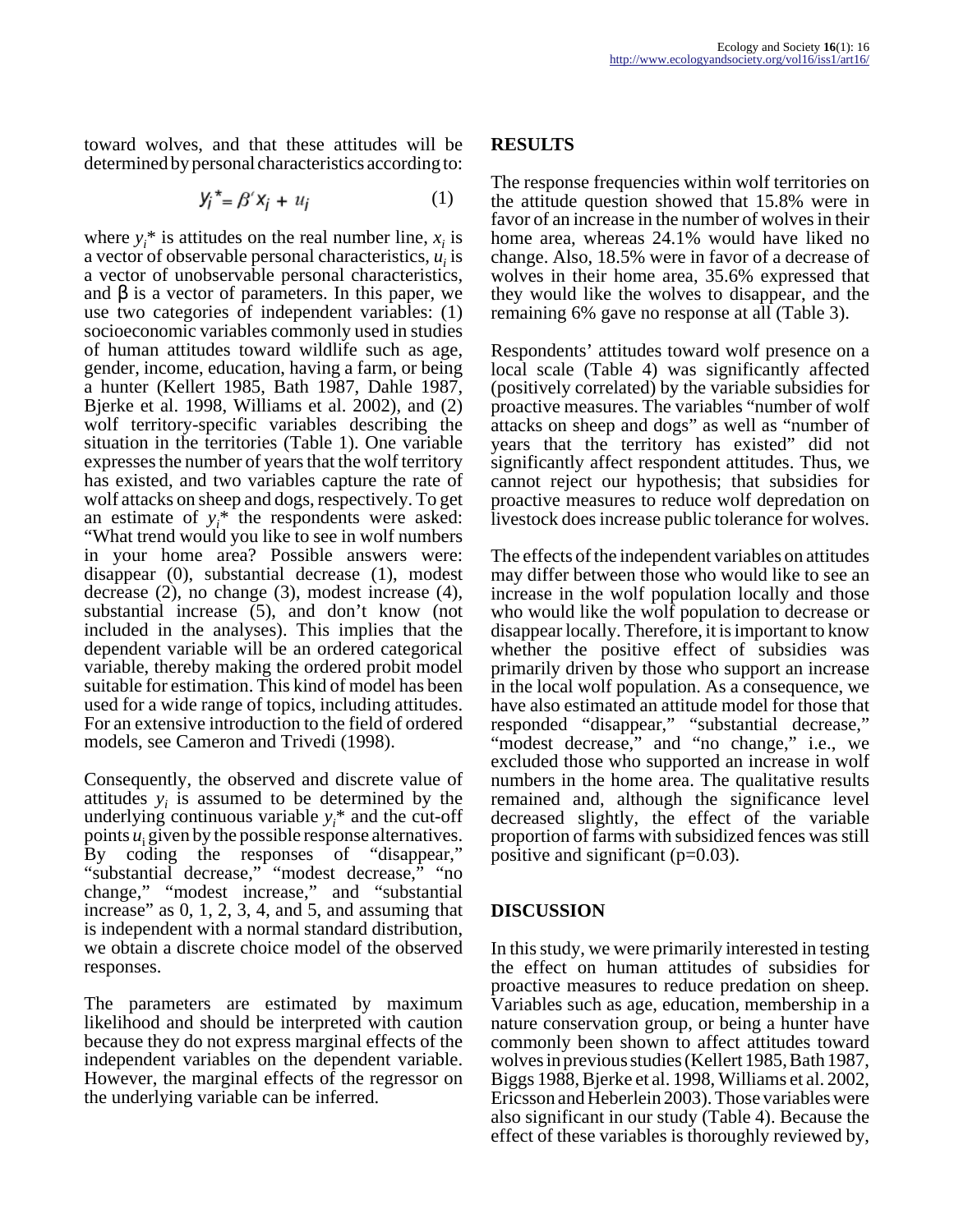toward wolves, and that these attitudes will be determined by personal characteristics according to:

$$y_i^* = \beta' x_i + u_i \tag{1}$$

where $y_i$* is attitudes on the real number line, $x_i$ is a vector of observable personal characteristics, $u_i$ is a vector of unobservable personal characteristics, and β is a vector of parameters. In this paper, we use two categories of independent variables: (1) socioeconomic variables commonly used in studies of human attitudes toward wildlife such as age, gender, income, education, having a farm, or being a hunter (Kellert 1985, Bath 1987, Dahle 1987, Bjerke et al. 1998, Williams et al. 2002), and (2) wolf territory-specific variables describing the situation in the territories (Table 1). One variable expresses the number of years that the wolf territory has existed, and two variables capture the rate of wolf attacks on sheep and dogs, respectively. To get an estimate of $y_i$* the respondents were asked: "What trend would you like to see in wolf numbers in your home area? Possible answers were: disappear (0), substantial decrease (1), modest decrease (2), no change (3), modest increase (4), substantial increase (5), and don't know (not included in the analyses). This implies that the dependent variable will be an ordered categorical variable, thereby making the ordered probit model suitable for estimation. This kind of model has been used for a wide range of topics, including attitudes. For an extensive introduction to the field of ordered models, see Cameron and Trivedi (1998).

Consequently, the observed and discrete value of attitudes $y_i$ is assumed to be determined by the underlying continuous variable $y_i$* and the cut-off points $u_i$ given by the possible response alternatives. By coding the responses of "disappear," "substantial decrease," "modest decrease," "no change," "modest increase," and "substantial increase" as 0, 1, 2, 3, 4, and 5, and assuming that is independent with a normal standard distribution, we obtain a discrete choice model of the observed responses.

The parameters are estimated by maximum likelihood and should be interpreted with caution because they do not express marginal effects of the independent variables on the dependent variable. However, the marginal effects of the regressor on the underlying variable can be inferred.

## RESULTS

The response frequencies within wolf territories on the attitude question showed that 15.8% were in favor of an increase in the number of wolves in their home area, whereas 24.1% would have liked no change. Also, 18.5% were in favor of a decrease of wolves in their home area, 35.6% expressed that they would like the wolves to disappear, and the remaining 6% gave no response at all (Table 3).

Respondents' attitudes toward wolf presence on a local scale (Table 4) was significantly affected (positively correlated) by the variable subsidies for proactive measures. The variables "number of wolf attacks on sheep and dogs" as well as "number of years that the territory has existed" did not significantly affect respondent attitudes. Thus, we cannot reject our hypothesis; that subsidies for proactive measures to reduce wolf depredation on livestock does increase public tolerance for wolves.

The effects of the independent variables on attitudes may differ between those who would like to see an increase in the wolf population locally and those who would like the wolf population to decrease or disappear locally. Therefore, it is important to know whether the positive effect of subsidies was primarily driven by those who support an increase in the local wolf population. As a consequence, we have also estimated an attitude model for those that responded "disappear," "substantial decrease," "modest decrease," and "no change," i.e., we excluded those who supported an increase in wolf numbers in the home area. The qualitative results remained and, although the significance level decreased slightly, the effect of the variable proportion of farms with subsidized fences was still positive and significant ($p=0.03$).

## DISCUSSION

In this study, we were primarily interested in testing the effect on human attitudes of subsidies for proactive measures to reduce predation on sheep. Variables such as age, education, membership in a nature conservation group, or being a hunter have commonly been shown to affect attitudes toward wolves in previous studies (Kellert 1985, Bath 1987, Biggs 1988, Bjerke et al. 1998, Williams et al. 2002, Ericsson and Heberlein 2003). Those variables were also significant in our study (Table 4). Because the effect of these variables is thoroughly reviewed by,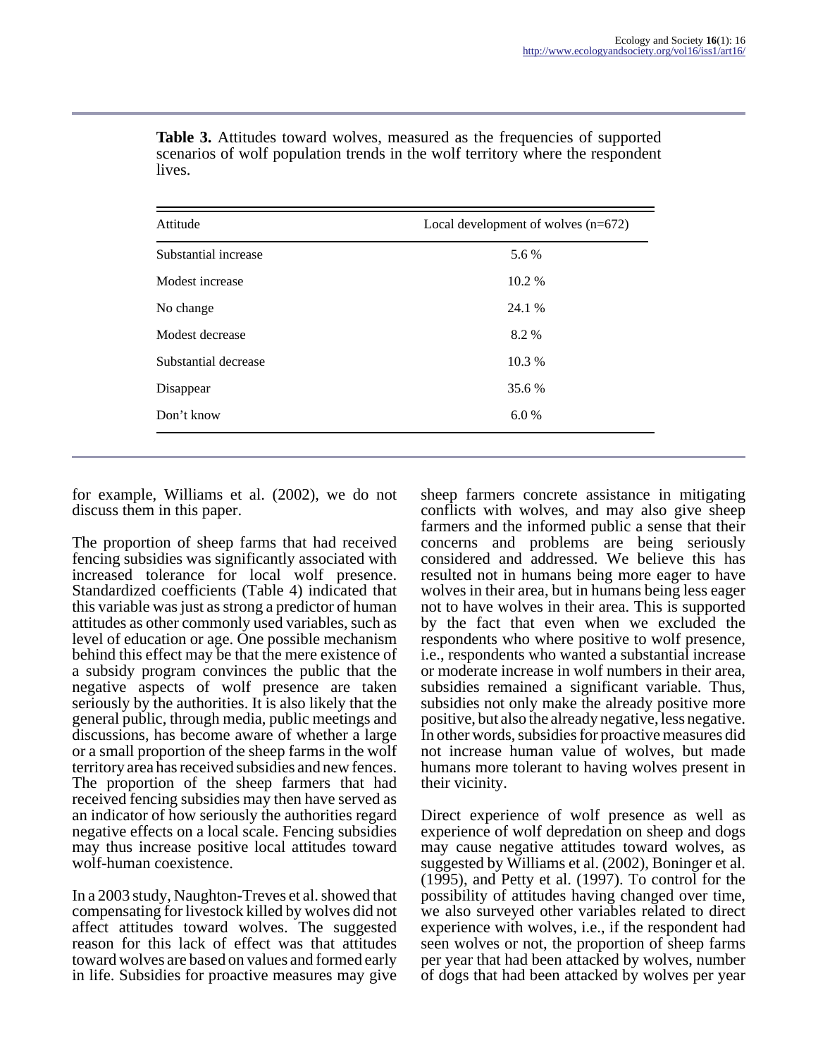**Table 3.** Attitudes toward wolves, measured as the frequencies of supported scenarios of wolf population trends in the wolf territory where the respondent lives.

| Attitude | Local development of wolves (n=672) |
|---|---|
| Substantial increase | 5.6 % |
| Modest increase | 10.2 % |
| No change | 24.1 % |
| Modest decrease | 8.2 % |
| Substantial decrease | 10.3 % |
| Disappear | 35.6 % |
| Don't know | 6.0 % |

for example, Williams et al. (2002), we do not discuss them in this paper.

The proportion of sheep farms that had received fencing subsidies was significantly associated with increased tolerance for local wolf presence. Standardized coefficients (Table 4) indicated that this variable was just as strong a predictor of human attitudes as other commonly used variables, such as level of education or age. One possible mechanism behind this effect may be that the mere existence of a subsidy program convinces the public that the negative aspects of wolf presence are taken seriously by the authorities. It is also likely that the general public, through media, public meetings and discussions, has become aware of whether a large or a small proportion of the sheep farms in the wolf territory area has received subsidies and new fences. The proportion of the sheep farmers that had received fencing subsidies may then have served as an indicator of how seriously the authorities regard negative effects on a local scale. Fencing subsidies may thus increase positive local attitudes toward wolf-human coexistence.

In a 2003 study, Naughton-Treves et al. showed that compensating for livestock killed by wolves did not affect attitudes toward wolves. The suggested reason for this lack of effect was that attitudes toward wolves are based on values and formed early in life. Subsidies for proactive measures may give sheep farmers concrete assistance in mitigating conflicts with wolves, and may also give sheep farmers and the informed public a sense that their concerns and problems are being seriously considered and addressed. We believe this has resulted not in humans being more eager to have wolves in their area, but in humans being less eager not to have wolves in their area. This is supported by the fact that even when we excluded the respondents who where positive to wolf presence, i.e., respondents who wanted a substantial increase or moderate increase in wolf numbers in their area, subsidies remained a significant variable. Thus, subsidies not only make the already positive more positive, but also the already negative, less negative. In other words, subsidies for proactive measures did not increase human value of wolves, but made humans more tolerant to having wolves present in their vicinity.

Direct experience of wolf presence as well as experience of wolf depredation on sheep and dogs may cause negative attitudes toward wolves, as suggested by Williams et al. (2002), Boninger et al. (1995), and Petty et al. (1997). To control for the possibility of attitudes having changed over time, we also surveyed other variables related to direct experience with wolves, i.e., if the respondent had seen wolves or not, the proportion of sheep farms per year that had been attacked by wolves, number of dogs that had been attacked by wolves per year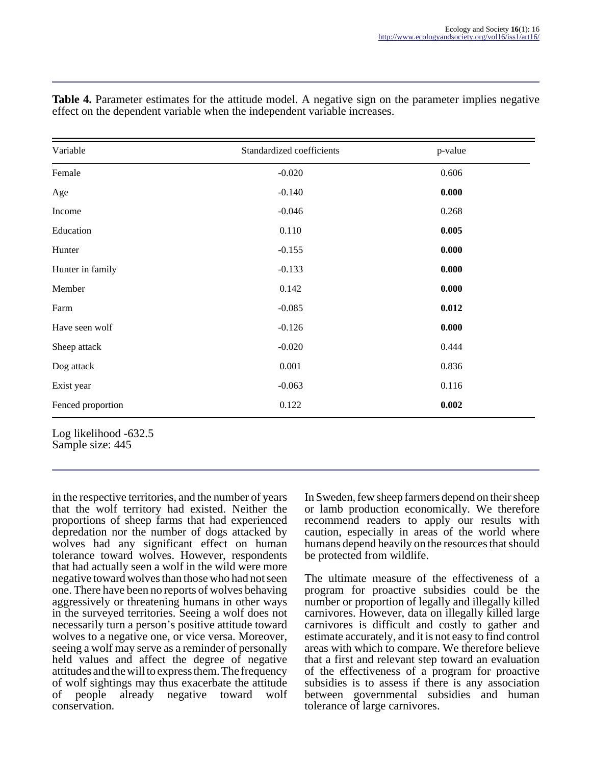**Table 4.** Parameter estimates for the attitude model. A negative sign on the parameter implies negative effect on the dependent variable when the independent variable increases.

| Variable | Standardized coefficients | p-value |
|---|---|---|
| Female | -0.020 | 0.606 |
| Age | -0.140 | **0.000** |
| Income | -0.046 | 0.268 |
| Education | 0.110 | **0.005** |
| Hunter | -0.155 | **0.000** |
| Hunter in family | -0.133 | **0.000** |
| Member | 0.142 | **0.000** |
| Farm | -0.085 | **0.012** |
| Have seen wolf | -0.126 | **0.000** |
| Sheep attack | -0.020 | 0.444 |
| Dog attack | 0.001 | 0.836 |
| Exist year | -0.063 | 0.116 |
| Fenced proportion | 0.122 | **0.002** |

Log likelihood -632.5
Sample size: 445

in the respective territories, and the number of years that the wolf territory had existed. Neither the proportions of sheep farms that had experienced depredation nor the number of dogs attacked by wolves had any significant effect on human tolerance toward wolves. However, respondents that had actually seen a wolf in the wild were more negative toward wolves than those who had not seen one. There have been no reports of wolves behaving aggressively or threatening humans in other ways in the surveyed territories. Seeing a wolf does not necessarily turn a person's positive attitude toward wolves to a negative one, or vice versa. Moreover, seeing a wolf may serve as a reminder of personally held values and affect the degree of negative attitudes and the will to express them. The frequency of wolf sightings may thus exacerbate the attitude of people already negative toward wolf conservation.

In Sweden, few sheep farmers depend on their sheep or lamb production economically. We therefore recommend readers to apply our results with caution, especially in areas of the world where humans depend heavily on the resources that should be protected from wildlife.

The ultimate measure of the effectiveness of a program for proactive subsidies could be the number or proportion of legally and illegally killed carnivores. However, data on illegally killed large carnivores is difficult and costly to gather and estimate accurately, and it is not easy to find control areas with which to compare. We therefore believe that a first and relevant step toward an evaluation of the effectiveness of a program for proactive subsidies is to assess if there is any association between governmental subsidies and human tolerance of large carnivores.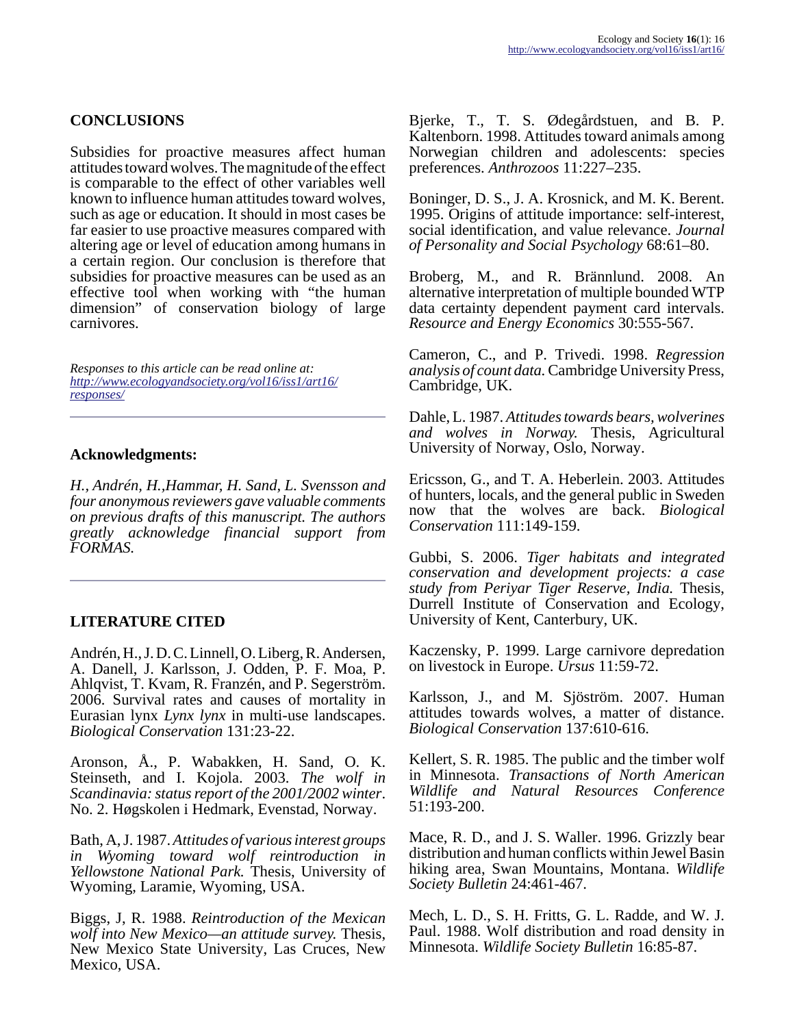## CONCLUSIONS

Subsidies for proactive measures affect human attitudes toward wolves. The magnitude of the effect is comparable to the effect of other variables well known to influence human attitudes toward wolves, such as age or education. It should in most cases be far easier to use proactive measures compared with altering age or level of education among humans in a certain region. Our conclusion is therefore that subsidies for proactive measures can be used as an effective tool when working with "the human dimension" of conservation biology of large carnivores.

*Responses to this article can be read online at:*
*http://www.ecologyandsociety.org/vol16/iss1/art16/responses/*

## Acknowledgments:

*H., Andrén, H.,Hammar, H. Sand, L. Svensson and four anonymous reviewers gave valuable comments on previous drafts of this manuscript. The authors greatly acknowledge financial support from FORMAS.*

## LITERATURE CITED

Andrén, H., J. D. C. Linnell, O. Liberg, R. Andersen, A. Danell, J. Karlsson, J. Odden, P. F. Moa, P. Ahlqvist, T. Kvam, R. Franzén, and P. Segerström. 2006. Survival rates and causes of mortality in Eurasian lynx *Lynx lynx* in multi-use landscapes. *Biological Conservation* 131:23-22.

Aronson, Å., P. Wabakken, H. Sand, O. K. Steinseth, and I. Kojola. 2003. *The wolf in Scandinavia: status report of the 2001/2002 winter*. No. 2. Høgskolen i Hedmark, Evenstad, Norway.

Bath, A, J. 1987. *Attitudes of various interest groups in Wyoming toward wolf reintroduction in Yellowstone National Park.* Thesis, University of Wyoming, Laramie, Wyoming, USA.

Biggs, J, R. 1988. *Reintroduction of the Mexican wolf into New Mexico—an attitude survey.* Thesis, New Mexico State University, Las Cruces, New Mexico, USA.

Bjerke, T., T. S. Ødegårdstuen, and B. P. Kaltenborn. 1998. Attitudes toward animals among Norwegian children and adolescents: species preferences. *Anthrozoos* 11:227–235.

Boninger, D. S., J. A. Krosnick, and M. K. Berent. 1995. Origins of attitude importance: self-interest, social identification, and value relevance. *Journal of Personality and Social Psychology* 68:61–80.

Broberg, M., and R. Brännlund. 2008. An alternative interpretation of multiple bounded WTP data certainty dependent payment card intervals. *Resource and Energy Economics* 30:555-567.

Cameron, C., and P. Trivedi. 1998. *Regression analysis of count data.* Cambridge University Press, Cambridge, UK.

Dahle, L. 1987. *Attitudes towards bears, wolverines and wolves in Norway.* Thesis, Agricultural University of Norway, Oslo, Norway.

Ericsson, G., and T. A. Heberlein. 2003. Attitudes of hunters, locals, and the general public in Sweden now that the wolves are back. *Biological Conservation* 111:149-159.

Gubbi, S. 2006. *Tiger habitats and integrated conservation and development projects: a case study from Periyar Tiger Reserve, India.* Thesis, Durrell Institute of Conservation and Ecology, University of Kent, Canterbury, UK.

Kaczensky, P. 1999. Large carnivore depredation on livestock in Europe. *Ursus* 11:59-72.

Karlsson, J., and M. Sjöström. 2007. Human attitudes towards wolves, a matter of distance. *Biological Conservation* 137:610-616.

Kellert, S. R. 1985. The public and the timber wolf in Minnesota. *Transactions of North American Wildlife and Natural Resources Conference* 51:193-200.

Mace, R. D., and J. S. Waller. 1996. Grizzly bear distribution and human conflicts within Jewel Basin hiking area, Swan Mountains, Montana. *Wildlife Society Bulletin* 24:461-467.

Mech, L. D., S. H. Fritts, G. L. Radde, and W. J. Paul. 1988. Wolf distribution and road density in Minnesota. *Wildlife Society Bulletin* 16:85-87.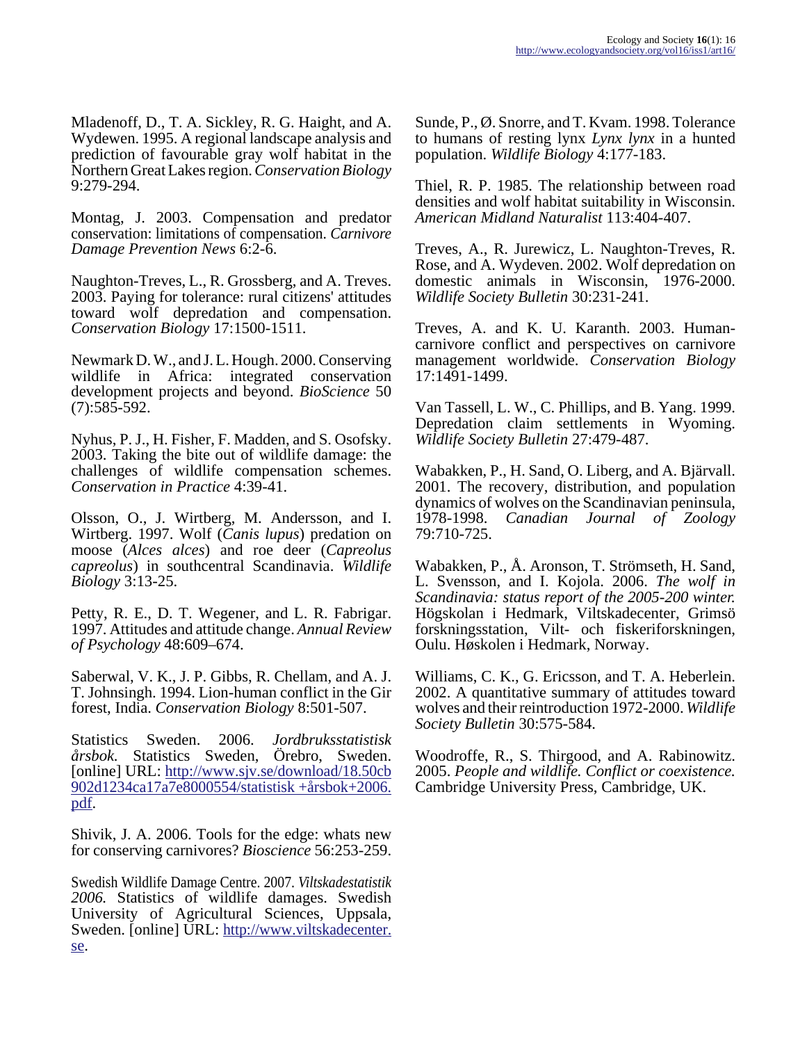Mladenoff, D., T. A. Sickley, R. G. Haight, and A. Wydewen. 1995. A regional landscape analysis and prediction of favourable gray wolf habitat in the Northern Great Lakes region. *Conservation Biology* 9:279-294.

Montag, J. 2003. Compensation and predator conservation: limitations of compensation. *Carnivore Damage Prevention News* 6:2-6.

Naughton-Treves, L., R. Grossberg, and A. Treves. 2003. Paying for tolerance: rural citizens' attitudes toward wolf depredation and compensation. *Conservation Biology* 17:1500-1511.

Newmark D. W., and J. L. Hough. 2000. Conserving wildlife in Africa: integrated conservation development projects and beyond. *BioScience* 50 (7):585-592.

Nyhus, P. J., H. Fisher, F. Madden, and S. Osofsky. 2003. Taking the bite out of wildlife damage: the challenges of wildlife compensation schemes. *Conservation in Practice* 4:39-41.

Olsson, O., J. Wirtberg, M. Andersson, and I. Wirtberg. 1997. Wolf (*Canis lupus*) predation on moose (*Alces alces*) and roe deer (*Capreolus capreolus*) in southcentral Scandinavia. *Wildlife Biology* 3:13-25.

Petty, R. E., D. T. Wegener, and L. R. Fabrigar. 1997. Attitudes and attitude change. *Annual Review of Psychology* 48:609–674.

Saberwal, V. K., J. P. Gibbs, R. Chellam, and A. J. T. Johnsingh. 1994. Lion-human conflict in the Gir forest, India. *Conservation Biology* 8:501-507.

Statistics Sweden. 2006. *Jordbruksstatistisk årsbok.* Statistics Sweden, Örebro, Sweden. [online] URL: http://www.sjv.se/download/18.50cb902d1234ca17a7e8000554/statistisk +årsbok+2006.pdf.

Shivik, J. A. 2006. Tools for the edge: whats new for conserving carnivores? *Bioscience* 56:253-259.

Swedish Wildlife Damage Centre. 2007. *Viltskadestatistik 2006.* Statistics of wildlife damages. Swedish University of Agricultural Sciences, Uppsala, Sweden. [online] URL: http://www.viltskadecenter.se.

Sunde, P., Ø. Snorre, and T. Kvam. 1998. Tolerance to humans of resting lynx *Lynx lynx* in a hunted population. *Wildlife Biology* 4:177-183.

Thiel, R. P. 1985. The relationship between road densities and wolf habitat suitability in Wisconsin. *American Midland Naturalist* 113:404-407.

Treves, A., R. Jurewicz, L. Naughton-Treves, R. Rose, and A. Wydeven. 2002. Wolf depredation on domestic animals in Wisconsin, 1976-2000. *Wildlife Society Bulletin* 30:231-241.

Treves, A. and K. U. Karanth. 2003. Human-carnivore conflict and perspectives on carnivore management worldwide. *Conservation Biology* 17:1491-1499.

Van Tassell, L. W., C. Phillips, and B. Yang. 1999. Depredation claim settlements in Wyoming. *Wildlife Society Bulletin* 27:479-487.

Wabakken, P., H. Sand, O. Liberg, and A. Bjärvall. 2001. The recovery, distribution, and population dynamics of wolves on the Scandinavian peninsula, 1978-1998. *Canadian Journal of Zoology* 79:710-725.

Wabakken, P., Å. Aronson, T. Strömseth, H. Sand, L. Svensson, and I. Kojola. 2006. *The wolf in Scandinavia: status report of the 2005-200 winter.* Högskolan i Hedmark, Viltskadecenter, Grimsö forskningsstation, Vilt- och fiskeriforskningen, Oulu. Høskolen i Hedmark, Norway.

Williams, C. K., G. Ericsson, and T. A. Heberlein. 2002. A quantitative summary of attitudes toward wolves and their reintroduction 1972-2000. *Wildlife Society Bulletin* 30:575-584.

Woodroffe, R., S. Thirgood, and A. Rabinowitz. 2005. *People and wildlife. Conflict or coexistence.* Cambridge University Press, Cambridge, UK.